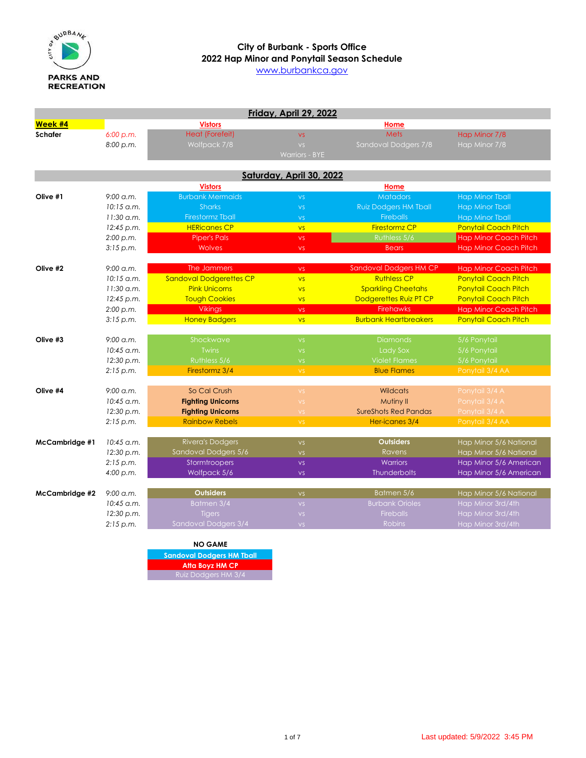# City of Burbank - Sports Office

## 2022 Hap Minor and Ponytail Season Schedule

www.burbankca.gov

### Friday, April 29, 2022

| Week #4 | | Vistors | | Home | |
|---|---|---|---|---|---|
| Schafer | 6:00 p.m. | Heat (Forefeit) | vs | Mets | Hap Minor 7/8 |
| | 8:00 p.m. | Wolfpack 7/8 | vs | Sandoval Dodgers 7/8 | Hap Minor 7/8 |
| | | | Warriors - BYE | | |

### Saturday, April 30, 2022

| Field | Time | Vistors | | Home | Division |
|---|---|---|---|---|---|
| Olive #1 | 9:00 a.m. | Burbank Mermaids | vs | Matadors | Hap Minor Tball |
| | 10:15 a.m. | Sharks | vs | Ruiz Dodgers HM Tball | Hap Minor Tball |
| | 11:30 a.m. | Firestormz Tball | vs | Fireballs | Hap Minor Tball |
| | 12:45 p.m. | HERicanes CP | vs | Firestormz CP | Ponytail Coach Pitch |
| | 2:00 p.m. | Piper's Pals | vs | Ruthless 5/6 | Hap Minor Coach Pitch |
| | 3:15 p.m. | Wolves | vs | Bears | Hap Minor Coach Pitch |
| Olive #2 | 9:00 a.m. | The Jammers | vs | Sandoval Dodgers HM CP | Hap Minor Coach Pitch |
| | 10:15 a.m. | Sandoval Dodgerettes CP | vs | Ruthless CP | Ponytail Coach Pitch |
| | 11:30 a.m. | Pink Unicorns | vs | Sparkling Cheetahs | Ponytail Coach Pitch |
| | 12:45 p.m. | Tough Cookies | vs | Dodgerettes Ruiz PT CP | Ponytail Coach Pitch |
| | 2:00 p.m. | Vikings | vs | Firehawks | Hap Minor Coach Pitch |
| | 3:15 p.m. | Honey Badgers | vs | Burbank Heartbreakers | Ponytail Coach Pitch |
| Olive #3 | 9:00 a.m. | Shockwave | vs | Diamonds | 5/6 Ponytail |
| | 10:45 a.m. | Twins | vs | Lady Sox | 5/6 Ponytail |
| | 12:30 p.m. | Ruthless 5/6 | vs | Violet Flames | 5/6 Ponytail |
| | 2:15 p.m. | Firestormz 3/4 | vs | Blue Flames | Ponytail 3/4 AA |
| Olive #4 | 9:00 a.m. | So Cal Crush | vs | Wildcats | Ponytail 3/4 A |
| | 10:45 a.m. | **Fighting Unicorns** | vs | Mutiny II | Ponytail 3/4 A |
| | 12:30 p.m. | **Fighting Unicorns** | vs | SureShots Red Pandas | Ponytail 3/4 A |
| | 2:15 p.m. | Rainbow Rebels | vs | Her-icanes 3/4 | Ponytail 3/4 AA |
| McCambridge #1 | 10:45 a.m. | Rivera's Dodgers | vs | **Outsiders** | Hap Minor 5/6 National |
| | 12:30 p.m. | Sandoval Dodgers 5/6 | vs | Ravens | Hap Minor 5/6 National |
| | 2:15 p.m. | Stormtroopers | vs | Warriors | Hap Minor 5/6 American |
| | 4:00 p.m. | Wolfpack 5/6 | vs | Thunderbolts | Hap Minor 5/6 American |
| McCambridge #2 | 9:00 a.m. | **Outsiders** | vs | Batmen 5/6 | Hap Minor 5/6 National |
| | 10:45 a.m. | Batmen 3/4 | vs | Burbank Orioles | Hap Minor 3rd/4th |
| | 12:30 p.m. | Tigers | vs | Fireballs | Hap Minor 3rd/4th |
| | 2:15 p.m. | Sandoval Dodgers 3/4 | vs | Robins | Hap Minor 3rd/4th |

**NO GAME**

- **Sandoval Dodgers HM Tball**
- **Atta Boyz HM CP**
- Ruiz Dodgers HM 3/4

Last updated: 5/9/2022 3:45 PM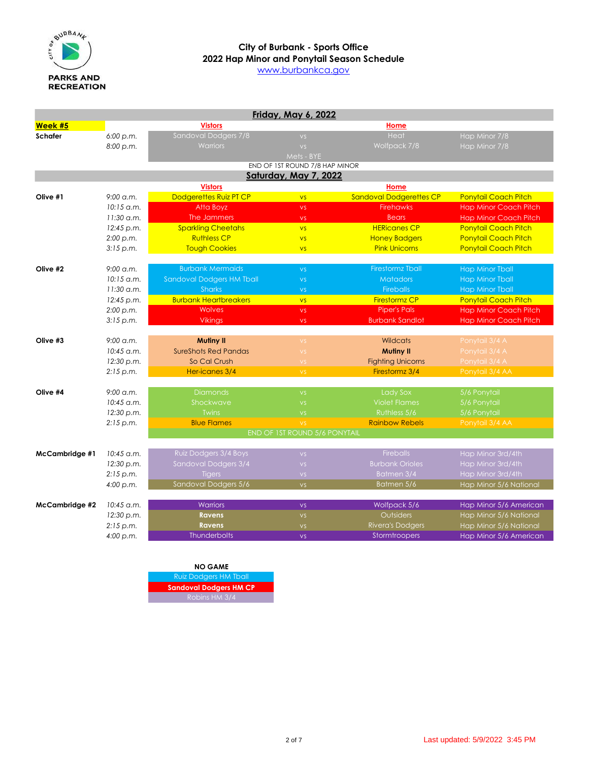PARKS AND RECREATION

# City of Burbank - Sports Office
## 2022 Hap Minor and Ponytail Season Schedule
www.burbankca.gov

### Friday, May 6, 2022

| **Week #5** | | **Vistors** | | **Home** | |
|---|---|---|---|---|---|
| **Schafer** | *6:00 p.m.* | Sandoval Dodgers 7/8 | vs | Heat | Hap Minor 7/8 |
| | *8:00 p.m.* | Warriors | vs | Wolfpack 7/8 | Hap Minor 7/8 |
| | | | Mets - BYE | | |
| | | | END OF 1ST ROUND 7/8 HAP MINOR | | |

### Saturday, May 7, 2022

| | | **Vistors** | | **Home** | |
|---|---|---|---|---|---|
| **Olive #1** | *9:00 a.m.* | Dodgerettes Ruiz PT CP | vs | Sandoval Dodgerettes CP | Ponytail Coach Pitch |
| | *10:15 a.m.* | Atta Boyz | vs | Firehawks | Hap Minor Coach Pitch |
| | *11:30 a.m.* | The Jammers | vs | Bears | Hap Minor Coach Pitch |
| | *12:45 p.m.* | Sparkling Cheetahs | vs | HERicanes CP | Ponytail Coach Pitch |
| | *2:00 p.m.* | Ruthless CP | vs | Honey Badgers | Ponytail Coach Pitch |
| | *3:15 p.m.* | Tough Cookies | vs | Pink Unicorns | Ponytail Coach Pitch |
| | | | | | |
| **Olive #2** | *9:00 a.m.* | Burbank Mermaids | vs | Firestormz Tball | Hap Minor Tball |
| | *10:15 a.m.* | Sandoval Dodgers HM Tball | vs | Matadors | Hap Minor Tball |
| | *11:30 a.m.* | Sharks | vs | Fireballs | Hap Minor Tball |
| | *12:45 p.m.* | Burbank Heartbreakers | vs | Firestormz CP | Ponytail Coach Pitch |
| | *2:00 p.m.* | Wolves | vs | Piper's Pals | Hap Minor Coach Pitch |
| | *3:15 p.m.* | Vikings | vs | Burbank Sandlot | Hap Minor Coach Pitch |
| | | | | | |
| **Olive #3** | *9:00 a.m.* | **Mutiny II** | vs | Wildcats | Ponytail 3/4 A |
| | *10:45 a.m.* | SureShots Red Pandas | vs | **Mutiny II** | Ponytail 3/4 A |
| | *12:30 p.m.* | So Cal Crush | vs | Fighting Unicorns | Ponytail 3/4 A |
| | *2:15 p.m.* | Her-icanes 3/4 | vs | Firestormz 3/4 | Ponytail 3/4 AA |
| | | | | | |
| **Olive #4** | *9:00 a.m.* | Diamonds | vs | Lady Sox | 5/6 Ponytail |
| | *10:45 a.m.* | Shockwave | vs | Violet Flames | 5/6 Ponytail |
| | *12:30 p.m.* | Twins | vs | Ruthless 5/6 | 5/6 Ponytail |
| | *2:15 p.m.* | Blue Flames | vs | Rainbow Rebels | Ponytail 3/4 AA |
| | | | END OF 1ST ROUND 5/6 PONYTAIL | | |
| | | | | | |
| **McCambridge #1** | *10:45 a.m.* | Ruiz Dodgers 3/4 Boys | vs | Fireballs | Hap Minor 3rd/4th |
| | *12:30 p.m.* | Sandoval Dodgers 3/4 | vs | Burbank Orioles | Hap Minor 3rd/4th |
| | *2:15 p.m.* | Tigers | vs | Batmen 3/4 | Hap Minor 3rd/4th |
| | *4:00 p.m.* | Sandoval Dodgers 5/6 | vs | Batmen 5/6 | Hap Minor 5/6 National |
| | | | | | |
| **McCambridge #2** | *10:45 a.m.* | Warriors | vs | Wolfpack 5/6 | Hap Minor 5/6 American |
| | *12:30 p.m.* | **Ravens** | vs | Outsiders | Hap Minor 5/6 National |
| | *2:15 p.m.* | **Ravens** | vs | Rivera's Dodgers | Hap Minor 5/6 National |
| | *4:00 p.m.* | Thunderbolts | vs | Stormtroopers | Hap Minor 5/6 American |

| **NO GAME** |
|---|
| Ruiz Dodgers HM Tball |
| **Sandoval Dodgers HM CP** |
| Robins HM 3/4 |

Last updated: 5/9/2022 3:45 PM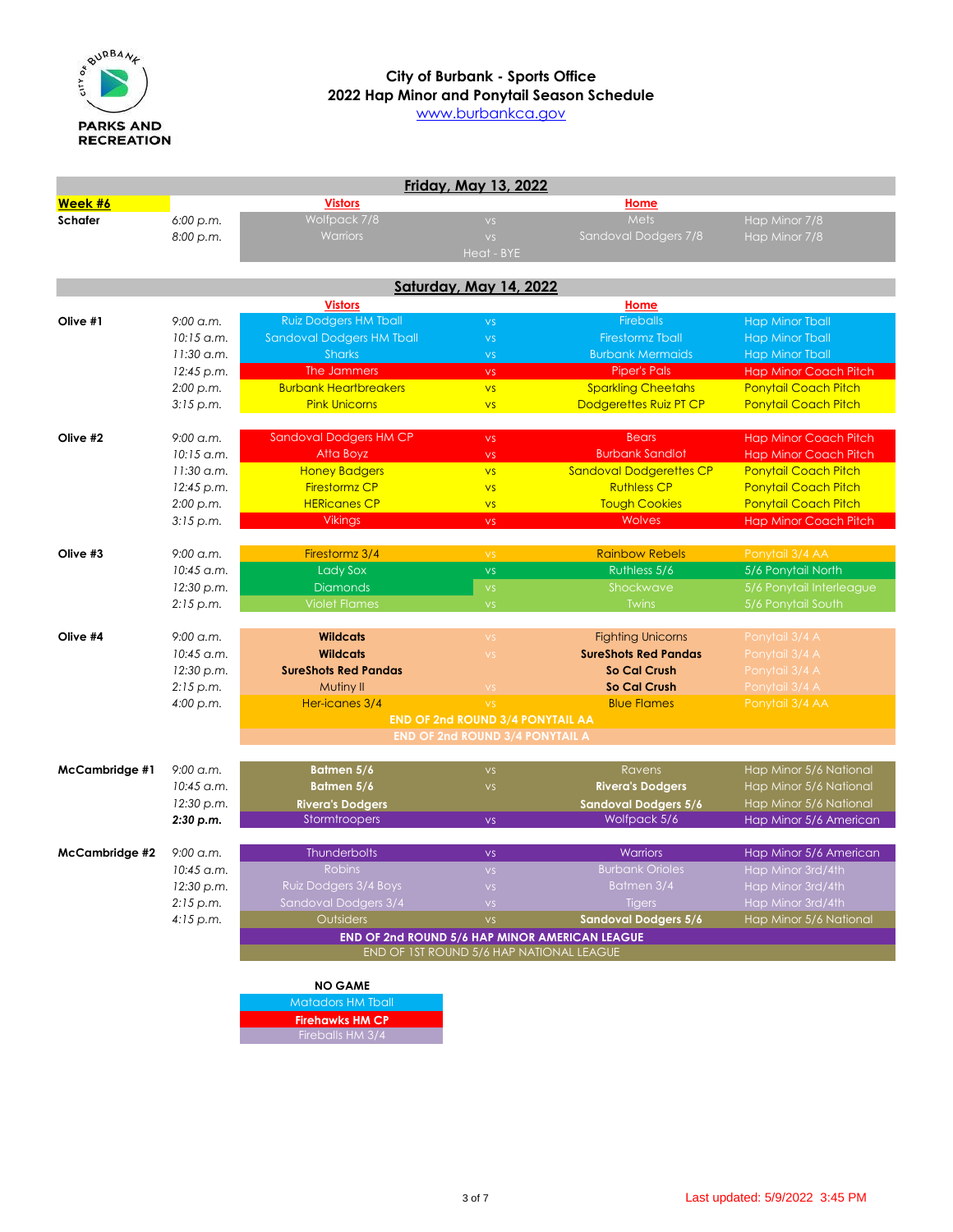PARKS AND RECREATION

# City of Burbank - Sports Office
## 2022 Hap Minor and Ponytail Season Schedule
www.burbankca.gov

### Friday, May 13, 2022

| Week #6 | | Vistors | | Home | |
|---|---|---|---|---|---|
| Schafer | 6:00 p.m. | Wolfpack 7/8 | vs | Mets | Hap Minor 7/8 |
| | 8:00 p.m. | Warriors | vs | Sandoval Dodgers 7/8 | Hap Minor 7/8 |
| | | | Heat - BYE | | |

### Saturday, May 14, 2022

| Field | Time | Vistors | | Home | Division |
|---|---|---|---|---|---|
| Olive #1 | 9:00 a.m. | Ruiz Dodgers HM Tball | vs | Fireballs | Hap Minor Tball |
| | 10:15 a.m. | Sandoval Dodgers HM Tball | vs | Firestormz Tball | Hap Minor Tball |
| | 11:30 a.m. | Sharks | vs | Burbank Mermaids | Hap Minor Tball |
| | 12:45 p.m. | The Jammers | vs | Piper's Pals | Hap Minor Coach Pitch |
| | 2:00 p.m. | Burbank Heartbreakers | vs | Sparkling Cheetahs | Ponytail Coach Pitch |
| | 3:15 p.m. | Pink Unicorns | vs | Dodgerettes Ruiz PT CP | Ponytail Coach Pitch |
| Olive #2 | 9:00 a.m. | Sandoval Dodgers HM CP | vs | Bears | Hap Minor Coach Pitch |
| | 10:15 a.m. | Atta Boyz | vs | Burbank Sandlot | Hap Minor Coach Pitch |
| | 11:30 a.m. | Honey Badgers | vs | Sandoval Dodgerettes CP | Ponytail Coach Pitch |
| | 12:45 p.m. | Firestormz CP | vs | Ruthless CP | Ponytail Coach Pitch |
| | 2:00 p.m. | HERicanes CP | vs | Tough Cookies | Ponytail Coach Pitch |
| | 3:15 p.m. | Vikings | vs | Wolves | Hap Minor Coach Pitch |
| Olive #3 | 9:00 a.m. | Firestormz 3/4 | vs | Rainbow Rebels | Ponytail 3/4 AA |
| | 10:45 a.m. | Lady Sox | vs | Ruthless 5/6 | 5/6 Ponytail North |
| | 12:30 p.m. | Diamonds | vs | Shockwave | 5/6 Ponytail Interleague |
| | 2:15 p.m. | Violet Flames | vs | Twins | 5/6 Ponytail South |
| Olive #4 | 9:00 a.m. | **Wildcats** | vs | Fighting Unicorns | Ponytail 3/4 A |
| | 10:45 a.m. | **Wildcats** | vs | **SureShots Red Pandas** | Ponytail 3/4 A |
| | 12:30 p.m. | **SureShots Red Pandas** | | **So Cal Crush** | Ponytail 3/4 A |
| | 2:15 p.m. | Mutiny II | vs | **So Cal Crush** | Ponytail 3/4 A |
| | 4:00 p.m. | Her-icanes 3/4 | vs | Blue Flames | Ponytail 3/4 AA |
| | | **END OF 2nd ROUND 3/4 PONYTAIL AA** | | | |
| | | **END OF 2nd ROUND 3/4 PONYTAIL A** | | | |
| McCambridge #1 | 9:00 a.m. | **Batmen 5/6** | vs | Ravens | Hap Minor 5/6 National |
| | 10:45 a.m. | **Batmen 5/6** | vs | **Rivera's Dodgers** | Hap Minor 5/6 National |
| | 12:30 p.m. | **Rivera's Dodgers** | | **Sandoval Dodgers 5/6** | Hap Minor 5/6 National |
| | **2:30 p.m.** | Stormtroopers | vs | Wolfpack 5/6 | Hap Minor 5/6 American |
| McCambridge #2 | 9:00 a.m. | Thunderbolts | vs | Warriors | Hap Minor 5/6 American |
| | 10:45 a.m. | Robins | vs | Burbank Orioles | Hap Minor 3rd/4th |
| | 12:30 p.m. | Ruiz Dodgers 3/4 Boys | vs | Batmen 3/4 | Hap Minor 3rd/4th |
| | 2:15 p.m. | Sandoval Dodgers 3/4 | vs | Tigers | Hap Minor 3rd/4th |
| | 4:15 p.m. | Outsiders | vs | **Sandoval Dodgers 5/6** | Hap Minor 5/6 National |
| | | **END OF 2nd ROUND 5/6 HAP MINOR AMERICAN LEAGUE** | | | |
| | | END OF 1ST ROUND 5/6 HAP NATIONAL LEAGUE | | | |

| NO GAME |
|---|
| Matadors HM Tball |
| **Firehawks HM CP** |
| Fireballs HM 3/4 |

Last updated: 5/9/2022 3:45 PM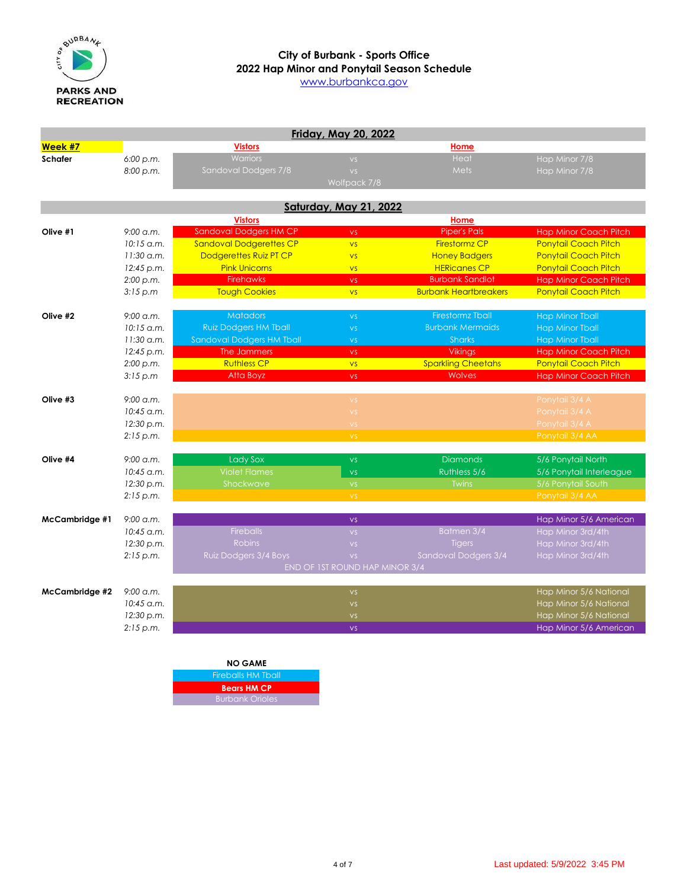**City of Burbank - Sports Office**
**2022 Hap Minor and Ponytail Season Schedule**
www.burbankca.gov

PARKS AND RECREATION

## Friday, May 20, 2022

| Week #7 | | Vistors | | Home | |
|---|---|---|---|---|---|
| Schafer | 6:00 p.m. | Warriors | vs | Heat | Hap Minor 7/8 |
| | 8:00 p.m. | Sandoval Dodgers 7/8 | vs | Mets | Hap Minor 7/8 |
| | | | Wolfpack 7/8 | | |

## Saturday, May 21, 2022

| | | Vistors | | Home | |
|---|---|---|---|---|---|
| Olive #1 | 9:00 a.m. | Sandoval Dodgers HM CP | vs | Piper's Pals | Hap Minor Coach Pitch |
| | 10:15 a.m. | Sandoval Dodgerettes CP | vs | Firestormz CP | Ponytail Coach Pitch |
| | 11:30 a.m. | Dodgerettes Ruiz PT CP | vs | Honey Badgers | Ponytail Coach Pitch |
| | 12:45 p.m. | Pink Unicorns | vs | HERicanes CP | Ponytail Coach Pitch |
| | 2:00 p.m. | Firehawks | vs | Burbank Sandlot | Hap Minor Coach Pitch |
| | 3:15 p.m | Tough Cookies | vs | Burbank Heartbreakers | Ponytail Coach Pitch |
| Olive #2 | 9:00 a.m. | Matadors | vs | Firestormz Tball | Hap Minor Tball |
| | 10:15 a.m. | Ruiz Dodgers HM Tball | vs | Burbank Mermaids | Hap Minor Tball |
| | 11:30 a.m. | Sandoval Dodgers HM Tball | vs | Sharks | Hap Minor Tball |
| | 12:45 p.m. | The Jammers | vs | Vikings | Hap Minor Coach Pitch |
| | 2:00 p.m. | Ruthless CP | vs | Sparkling Cheetahs | Ponytail Coach Pitch |
| | 3:15 p.m | Atta Boyz | vs | Wolves | Hap Minor Coach Pitch |
| Olive #3 | 9:00 a.m. | | vs | | Ponytail 3/4 A |
| | 10:45 a.m. | | vs | | Ponytail 3/4 A |
| | 12:30 p.m. | | vs | | Ponytail 3/4 A |
| | 2:15 p.m. | | vs | | Ponytail 3/4 AA |
| Olive #4 | 9:00 a.m. | Lady Sox | vs | Diamonds | 5/6 Ponytail North |
| | 10:45 a.m. | Violet Flames | vs | Ruthless 5/6 | 5/6 Ponytail Interleague |
| | 12:30 p.m. | Shockwave | vs | Twins | 5/6 Ponytail South |
| | 2:15 p.m. | | vs | | Ponytail 3/4 AA |
| McCambridge #1 | 9:00 a.m. | | vs | | Hap Minor 5/6 American |
| | 10:45 a.m. | Fireballs | vs | Batmen 3/4 | Hap Minor 3rd/4th |
| | 12:30 p.m. | Robins | vs | Tigers | Hap Minor 3rd/4th |
| | 2:15 p.m. | Ruiz Dodgers 3/4 Boys | vs | Sandoval Dodgers 3/4 | Hap Minor 3rd/4th |
| | | | END OF 1ST ROUND HAP MINOR 3/4 | | |
| McCambridge #2 | 9:00 a.m. | | vs | | Hap Minor 5/6 National |
| | 10:45 a.m. | | vs | | Hap Minor 5/6 National |
| | 12:30 p.m. | | vs | | Hap Minor 5/6 National |
| | 2:15 p.m. | | vs | | Hap Minor 5/6 American |

| NO GAME |
|---|
| Fireballs HM Tball |
| Bears HM CP |
| Burbank Orioles |

Last updated: 5/9/2022 3:45 PM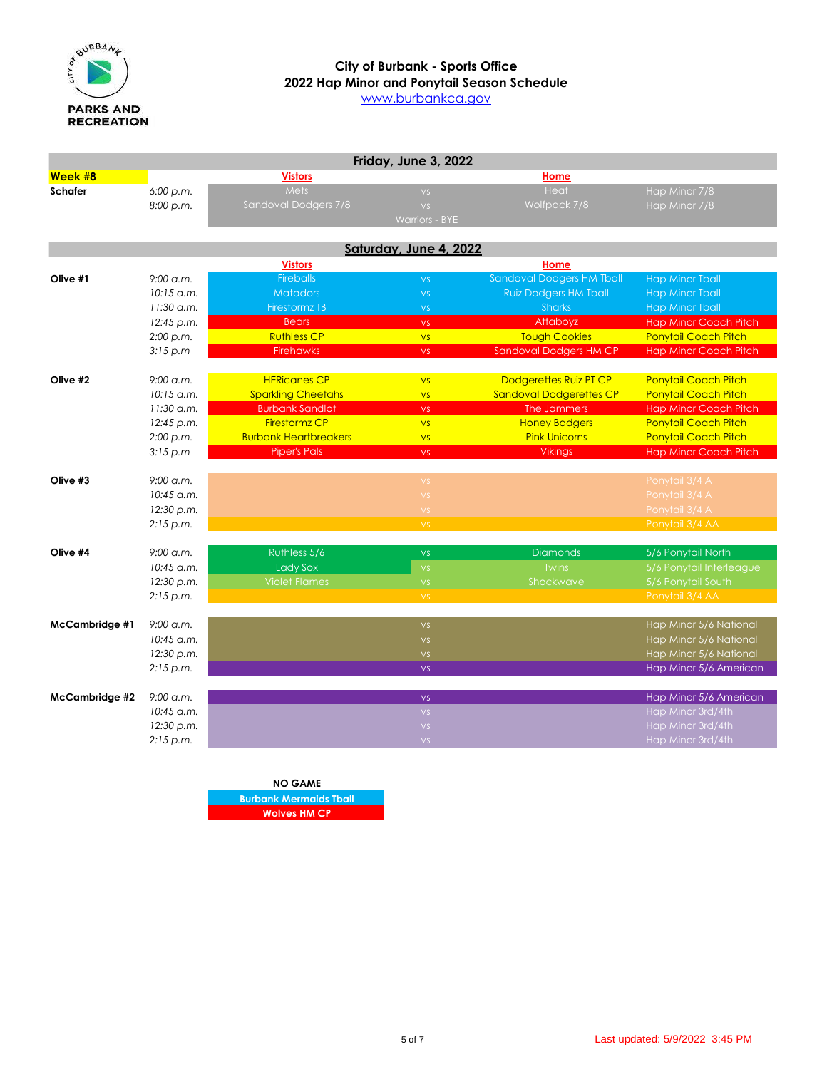PARKS AND RECREATION

# City of Burbank - Sports Office
## 2022 Hap Minor and Ponytail Season Schedule
www.burbankca.gov

### Friday, June 3, 2022

| **Week #8** | | Vistors | | Home | |
|---|---|---|---|---|---|
| **Schafer** | 6:00 p.m. | Mets | vs | Heat | Hap Minor 7/8 |
| | 8:00 p.m. | Sandoval Dodgers 7/8 | vs | Wolfpack 7/8 | Hap Minor 7/8 |
| | | | Warriors - BYE | | |

### Saturday, June 4, 2022

| | | Vistors | | Home | |
|---|---|---|---|---|---|
| **Olive #1** | 9:00 a.m. | Fireballs | vs | Sandoval Dodgers HM Tball | Hap Minor Tball |
| | 10:15 a.m. | Matadors | vs | Ruiz Dodgers HM Tball | Hap Minor Tball |
| | 11:30 a.m. | Firestormz TB | vs | Sharks | Hap Minor Tball |
| | 12:45 p.m. | Bears | vs | Attaboyz | Hap Minor Coach Pitch |
| | 2:00 p.m. | Ruthless CP | vs | Tough Cookies | Ponytail Coach Pitch |
| | 3:15 p.m | Firehawks | vs | Sandoval Dodgers HM CP | Hap Minor Coach Pitch |
| **Olive #2** | 9:00 a.m. | HERicanes CP | vs | Dodgerettes Ruiz PT CP | Ponytail Coach Pitch |
| | 10:15 a.m. | Sparkling Cheetahs | vs | Sandoval Dodgerettes CP | Ponytail Coach Pitch |
| | 11:30 a.m. | Burbank Sandlot | vs | The Jammers | Hap Minor Coach Pitch |
| | 12:45 p.m. | Firestormz CP | vs | Honey Badgers | Ponytail Coach Pitch |
| | 2:00 p.m. | Burbank Heartbreakers | vs | Pink Unicorns | Ponytail Coach Pitch |
| | 3:15 p.m | Piper's Pals | vs | Vikings | Hap Minor Coach Pitch |
| **Olive #3** | 9:00 a.m. | | vs | | Ponytail 3/4 A |
| | 10:45 a.m. | | vs | | Ponytail 3/4 A |
| | 12:30 p.m. | | vs | | Ponytail 3/4 A |
| | 2:15 p.m. | | vs | | Ponytail 3/4 AA |
| **Olive #4** | 9:00 a.m. | Ruthless 5/6 | vs | Diamonds | 5/6 Ponytail North |
| | 10:45 a.m. | Lady Sox | vs | Twins | 5/6 Ponytail Interleague |
| | 12:30 p.m. | Violet Flames | vs | Shockwave | 5/6 Ponytail South |
| | 2:15 p.m. | | vs | | Ponytail 3/4 AA |
| **McCambridge #1** | 9:00 a.m. | | vs | | Hap Minor 5/6 National |
| | 10:45 a.m. | | vs | | Hap Minor 5/6 National |
| | 12:30 p.m. | | vs | | Hap Minor 5/6 National |
| | 2:15 p.m. | | vs | | Hap Minor 5/6 American |
| **McCambridge #2** | 9:00 a.m. | | vs | | Hap Minor 5/6 American |
| | 10:45 a.m. | | vs | | Hap Minor 3rd/4th |
| | 12:30 p.m. | | vs | | Hap Minor 3rd/4th |
| | 2:15 p.m. | | vs | | Hap Minor 3rd/4th |

**NO GAME**

**Burbank Mermaids Tball**

**Wolves HM CP**

Last updated: 5/9/2022 3:45 PM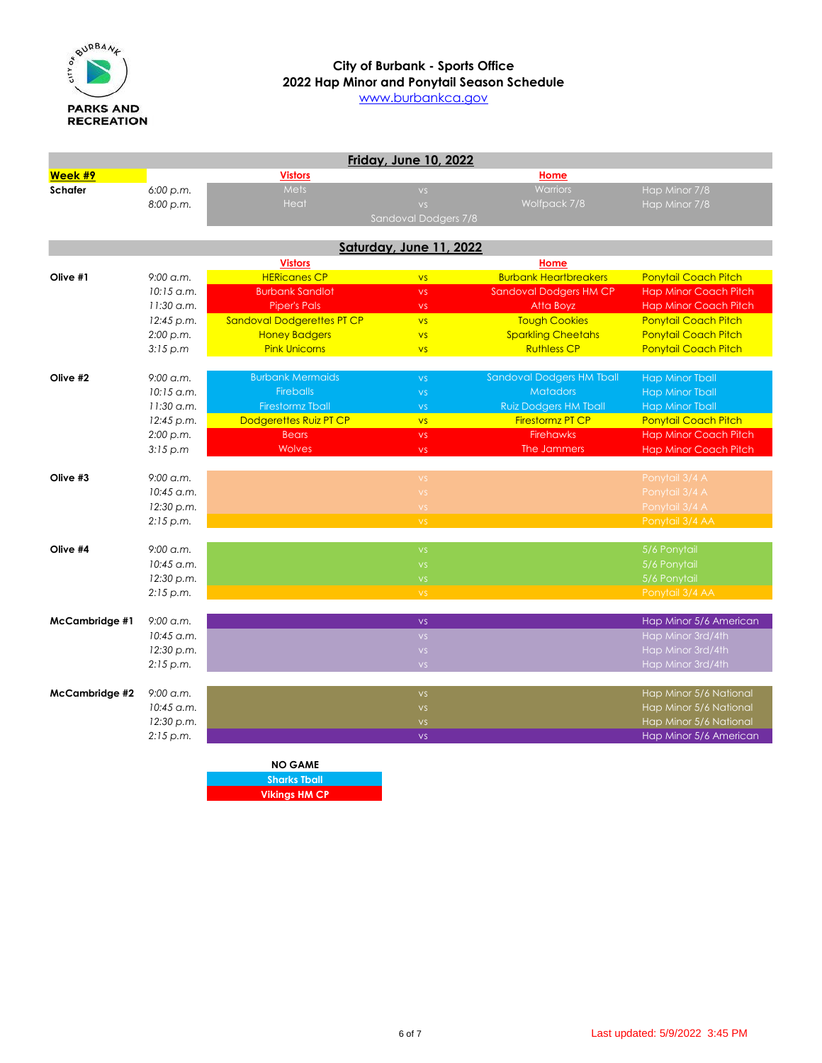PARKS AND RECREATION

# City of Burbank - Sports Office
## 2022 Hap Minor and Ponytail Season Schedule
www.burbankca.gov

### Friday, June 10, 2022

| Week #9 | | Vistors | | Home | |
|---|---|---|---|---|---|
| Schafer | 6:00 p.m. | Mets | vs | Warriors | Hap Minor 7/8 |
| | 8:00 p.m. | Heat | vs | Wolfpack 7/8 | Hap Minor 7/8 |
| | | | Sandoval Dodgers 7/8 | | |

### Saturday, June 11, 2022

| | | Vistors | | Home | |
|---|---|---|---|---|---|
| Olive #1 | 9:00 a.m. | HERicanes CP | vs | Burbank Heartbreakers | Ponytail Coach Pitch |
| | 10:15 a.m. | Burbank Sandlot | vs | Sandoval Dodgers HM CP | Hap Minor Coach Pitch |
| | 11:30 a.m. | Piper's Pals | vs | Atta Boyz | Hap Minor Coach Pitch |
| | 12:45 p.m. | Sandoval Dodgerettes PT CP | vs | Tough Cookies | Ponytail Coach Pitch |
| | 2:00 p.m. | Honey Badgers | vs | Sparkling Cheetahs | Ponytail Coach Pitch |
| | 3:15 p.m | Pink Unicorns | vs | Ruthless CP | Ponytail Coach Pitch |
| Olive #2 | 9:00 a.m. | Burbank Mermaids | vs | Sandoval Dodgers HM Tball | Hap Minor Tball |
| | 10:15 a.m. | Fireballs | vs | Matadors | Hap Minor Tball |
| | 11:30 a.m. | Firestormz Tball | vs | Ruiz Dodgers HM Tball | Hap Minor Tball |
| | 12:45 p.m. | Dodgerettes Ruiz PT CP | vs | Firestormz PT CP | Ponytail Coach Pitch |
| | 2:00 p.m. | Bears | vs | Firehawks | Hap Minor Coach Pitch |
| | 3:15 p.m | Wolves | vs | The Jammers | Hap Minor Coach Pitch |
| Olive #3 | 9:00 a.m. | | vs | | Ponytail 3/4 A |
| | 10:45 a.m. | | vs | | Ponytail 3/4 A |
| | 12:30 p.m. | | vs | | Ponytail 3/4 A |
| | 2:15 p.m. | | vs | | Ponytail 3/4 AA |
| Olive #4 | 9:00 a.m. | | vs | | 5/6 Ponytail |
| | 10:45 a.m. | | vs | | 5/6 Ponytail |
| | 12:30 p.m. | | vs | | 5/6 Ponytail |
| | 2:15 p.m. | | vs | | Ponytail 3/4 AA |
| McCambridge #1 | 9:00 a.m. | | vs | | Hap Minor 5/6 American |
| | 10:45 a.m. | | vs | | Hap Minor 3rd/4th |
| | 12:30 p.m. | | vs | | Hap Minor 3rd/4th |
| | 2:15 p.m. | | vs | | Hap Minor 3rd/4th |
| McCambridge #2 | 9:00 a.m. | | vs | | Hap Minor 5/6 National |
| | 10:45 a.m. | | vs | | Hap Minor 5/6 National |
| | 12:30 p.m. | | vs | | Hap Minor 5/6 National |
| | 2:15 p.m. | | vs | | Hap Minor 5/6 American |

**NO GAME**

**Sharks Tball**

**Vikings HM CP**

Last updated: 5/9/2022 3:45 PM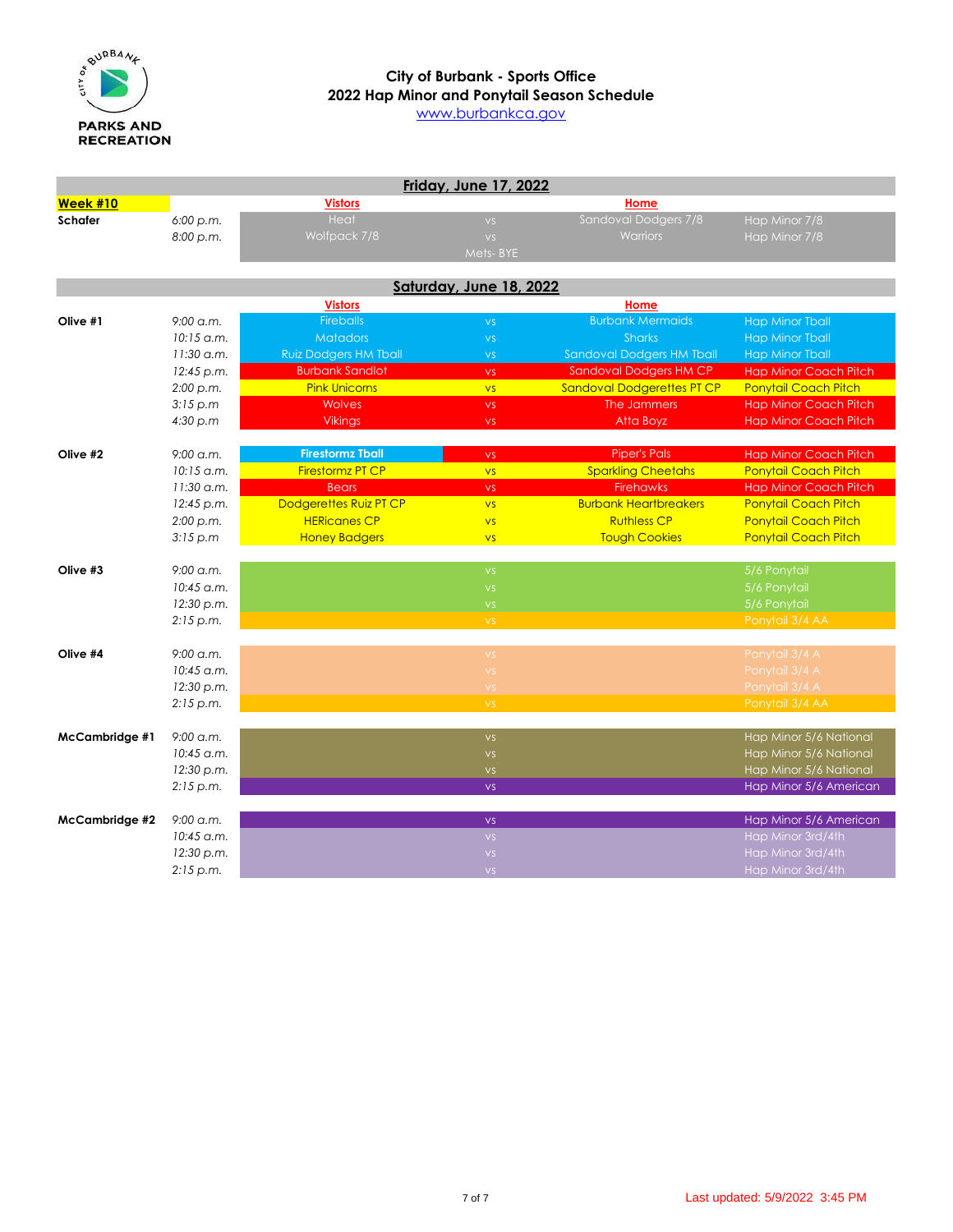**PARKS AND RECREATION**

# City of Burbank - Sports Office

## 2022 Hap Minor and Ponytail Season Schedule

www.burbankca.gov

### Friday, June 17, 2022

| Week #10 | | Vistors | | Home | |
|---|---|---|---|---|---|
| Schafer | 6:00 p.m. | Heat | vs | Sandoval Dodgers 7/8 | Hap Minor 7/8 |
| | 8:00 p.m. | Wolfpack 7/8 | vs | Warriors | Hap Minor 7/8 |
| | | | Mets- BYE | | |

### Saturday, June 18, 2022

| | | Vistors | | Home | |
|---|---|---|---|---|---|
| Olive #1 | 9:00 a.m. | Fireballs | vs | Burbank Mermaids | Hap Minor Tball |
| | 10:15 a.m. | Matadors | vs | Sharks | Hap Minor Tball |
| | 11:30 a.m. | Ruiz Dodgers HM Tball | vs | Sandoval Dodgers HM Tball | Hap Minor Tball |
| | 12:45 p.m. | Burbank Sandlot | vs | Sandoval Dodgers HM CP | Hap Minor Coach Pitch |
| | 2:00 p.m. | Pink Unicorns | vs | Sandoval Dodgerettes PT CP | Ponytail Coach Pitch |
| | 3:15 p.m | Wolves | vs | The Jammers | Hap Minor Coach Pitch |
| | 4:30 p.m | Vikings | vs | Atta Boyz | Hap Minor Coach Pitch |
| Olive #2 | 9:00 a.m. | **Firestormz Tball** | vs | Piper's Pals | Hap Minor Coach Pitch |
| | 10:15 a.m. | Firestormz PT CP | vs | Sparkling Cheetahs | Ponytail Coach Pitch |
| | 11:30 a.m. | Bears | vs | Firehawks | Hap Minor Coach Pitch |
| | 12:45 p.m. | Dodgerettes Ruiz PT CP | vs | Burbank Heartbreakers | Ponytail Coach Pitch |
| | 2:00 p.m. | HERicanes CP | vs | Ruthless CP | Ponytail Coach Pitch |
| | 3:15 p.m | Honey Badgers | vs | Tough Cookies | Ponytail Coach Pitch |
| Olive #3 | 9:00 a.m. | | vs | | 5/6 Ponytail |
| | 10:45 a.m. | | vs | | 5/6 Ponytail |
| | 12:30 p.m. | | vs | | 5/6 Ponytail |
| | 2:15 p.m. | | vs | | Ponytail 3/4 AA |
| Olive #4 | 9:00 a.m. | | vs | | Ponytail 3/4 A |
| | 10:45 a.m. | | vs | | Ponytail 3/4 A |
| | 12:30 p.m. | | vs | | Ponytail 3/4 A |
| | 2:15 p.m. | | vs | | Ponytail 3/4 AA |
| McCambridge #1 | 9:00 a.m. | | vs | | Hap Minor 5/6 National |
| | 10:45 a.m. | | vs | | Hap Minor 5/6 National |
| | 12:30 p.m. | | vs | | Hap Minor 5/6 National |
| | 2:15 p.m. | | vs | | Hap Minor 5/6 American |
| McCambridge #2 | 9:00 a.m. | | vs | | Hap Minor 5/6 American |
| | 10:45 a.m. | | vs | | Hap Minor 3rd/4th |
| | 12:30 p.m. | | vs | | Hap Minor 3rd/4th |
| | 2:15 p.m. | | vs | | Hap Minor 3rd/4th |

Last updated: 5/9/2022 3:45 PM